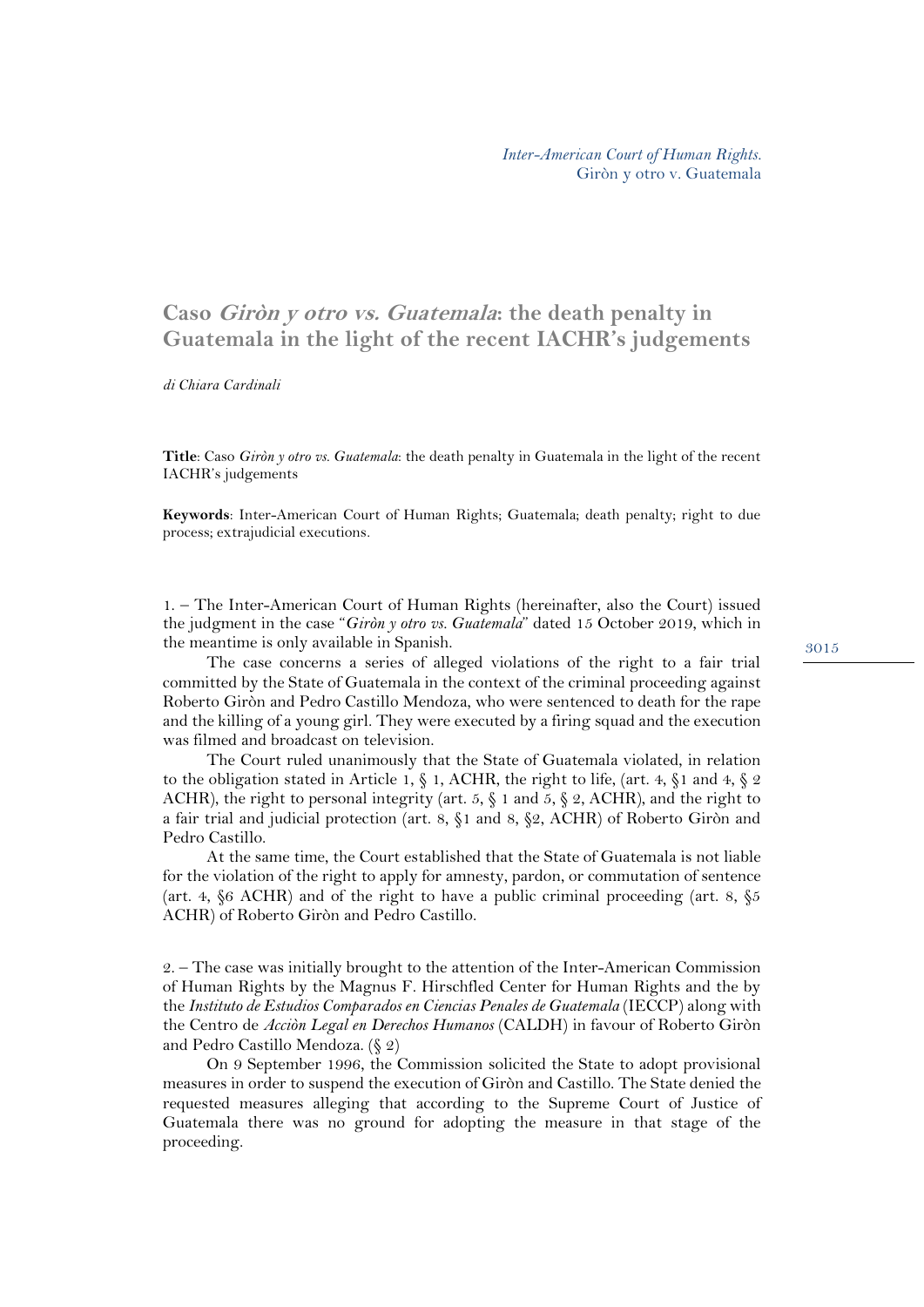# Caso *Giròn y otro vs. Guatemala*: the death penalty in Guatemala in the light of the recent IACHR's judgements

*di Chiara Cardinali*

**Title**: Caso *Giròn y otro vs. Guatemala*: the death penalty in Guatemala in the light of the recent IACHR's judgements

**Keywords**: Inter-American Court of Human Rights; Guatemala; death penalty; right to due process; extrajudicial executions.

1. – The Inter-American Court of Human Rights (hereinafter, also the Court) issued the judgment in the case "*Giròn y otro vs. Guatemala*" dated 15 October 2019, which in the meantime is only available in Spanish.

The case concerns a series of alleged violations of the right to a fair trial committed by the State of Guatemala in the context of the criminal proceeding against Roberto Giròn and Pedro Castillo Mendoza, who were sentenced to death for the rape and the killing of a young girl. They were executed by a firing squad and the execution was filmed and broadcast on television.

The Court ruled unanimously that the State of Guatemala violated, in relation to the obligation stated in Article 1, § 1, ACHR, the right to life, (art. 4, §1 and 4, § 2 ACHR), the right to personal integrity (art. 5, § 1 and 5, § 2, ACHR), and the right to a fair trial and judicial protection (art. 8, §1 and 8, §2, ACHR) of Roberto Giròn and Pedro Castillo.

At the same time, the Court established that the State of Guatemala is not liable for the violation of the right to apply for amnesty, pardon, or commutation of sentence (art. 4, §6 ACHR) and of the right to have a public criminal proceeding (art. 8, §5 ACHR) of Roberto Giròn and Pedro Castillo.

2. – The case was initially brought to the attention of the Inter-American Commission of Human Rights by the Magnus F. Hirschfled Center for Human Rights and the by the *Instituto de Estudios Comparados en Ciencias Penales de Guatemala* (IECCP) along with the Centro de *Acciòn Legal en Derechos Humanos* (CALDH) in favour of Roberto Giròn and Pedro Castillo Mendoza. (§ 2)

On 9 September 1996, the Commission solicited the State to adopt provisional measures in order to suspend the execution of Giròn and Castillo. The State denied the requested measures alleging that according to the Supreme Court of Justice of Guatemala there was no ground for adopting the measure in that stage of the proceeding.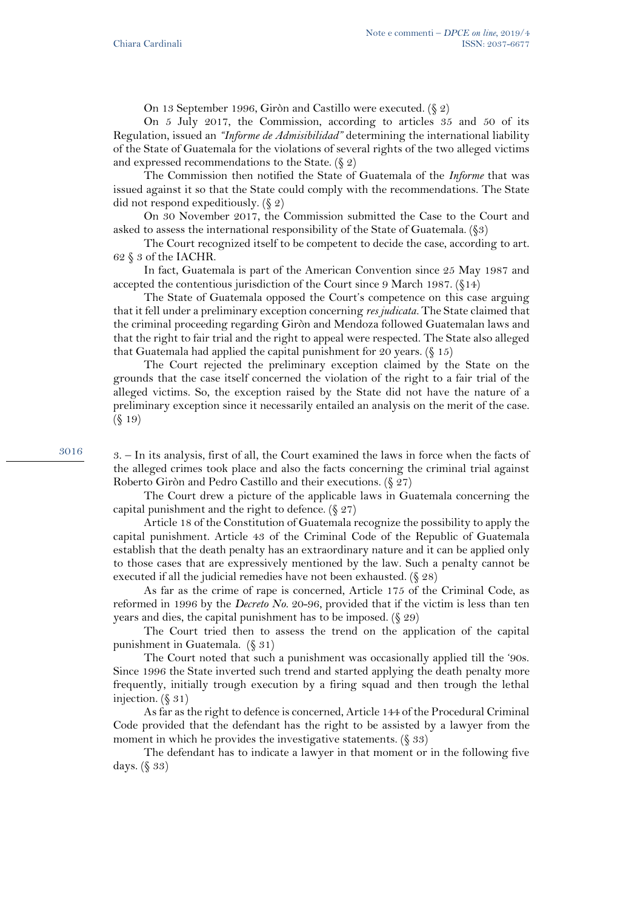On 13 September 1996, Giròn and Castillo were executed. (§ 2)

On 5 July 2017, the Commission, according to articles 35 and 50 of its Regulation, issued an *"Informe de Admisibilidad"* determining the international liability of the State of Guatemala for the violations of several rights of the two alleged victims and expressed recommendations to the State. (§ 2)

The Commission then notified the State of Guatemala of the *Informe* that was issued against it so that the State could comply with the recommendations. The State did not respond expeditiously. (§ 2)

On 30 November 2017, the Commission submitted the Case to the Court and asked to assess the international responsibility of the State of Guatemala. (§3)

The Court recognized itself to be competent to decide the case, according to art. 62 § 3 of the IACHR.

In fact, Guatemala is part of the American Convention since 25 May 1987 and accepted the contentious jurisdiction of the Court since 9 March 1987. (§14)

The State of Guatemala opposed the Court's competence on this case arguing that it fell under a preliminary exception concerning *res judicata*. The State claimed that the criminal proceeding regarding Giròn and Mendoza followed Guatemalan laws and that the right to fair trial and the right to appeal were respected. The State also alleged that Guatemala had applied the capital punishment for 20 years. (§ 15)

The Court rejected the preliminary exception claimed by the State on the grounds that the case itself concerned the violation of the right to a fair trial of the alleged victims. So, the exception raised by the State did not have the nature of a preliminary exception since it necessarily entailed an analysis on the merit of the case. (§ 19)

3. – In its analysis, first of all, the Court examined the laws in force when the facts of the alleged crimes took place and also the facts concerning the criminal trial against Roberto Giròn and Pedro Castillo and their executions. (§ 27)

The Court drew a picture of the applicable laws in Guatemala concerning the capital punishment and the right to defence. (§ 27)

Article 18 of the Constitution of Guatemala recognize the possibility to apply the capital punishment. Article 43 of the Criminal Code of the Republic of Guatemala establish that the death penalty has an extraordinary nature and it can be applied only to those cases that are expressively mentioned by the law. Such a penalty cannot be executed if all the judicial remedies have not been exhausted. (§ 28)

As far as the crime of rape is concerned, Article 175 of the Criminal Code, as reformed in 1996 by the *Decreto No.* 20-96, provided that if the victim is less than ten years and dies, the capital punishment has to be imposed. (§ 29)

The Court tried then to assess the trend on the application of the capital punishment in Guatemala. (§ 31)

The Court noted that such a punishment was occasionally applied till the '90s. Since 1996 the State inverted such trend and started applying the death penalty more frequently, initially trough execution by a firing squad and then trough the lethal injection. (§ 31)

As far as the right to defence is concerned, Article 144 of the Procedural Criminal Code provided that the defendant has the right to be assisted by a lawyer from the moment in which he provides the investigative statements. (§ 33)

The defendant has to indicate a lawyer in that moment or in the following five days. (§ 33)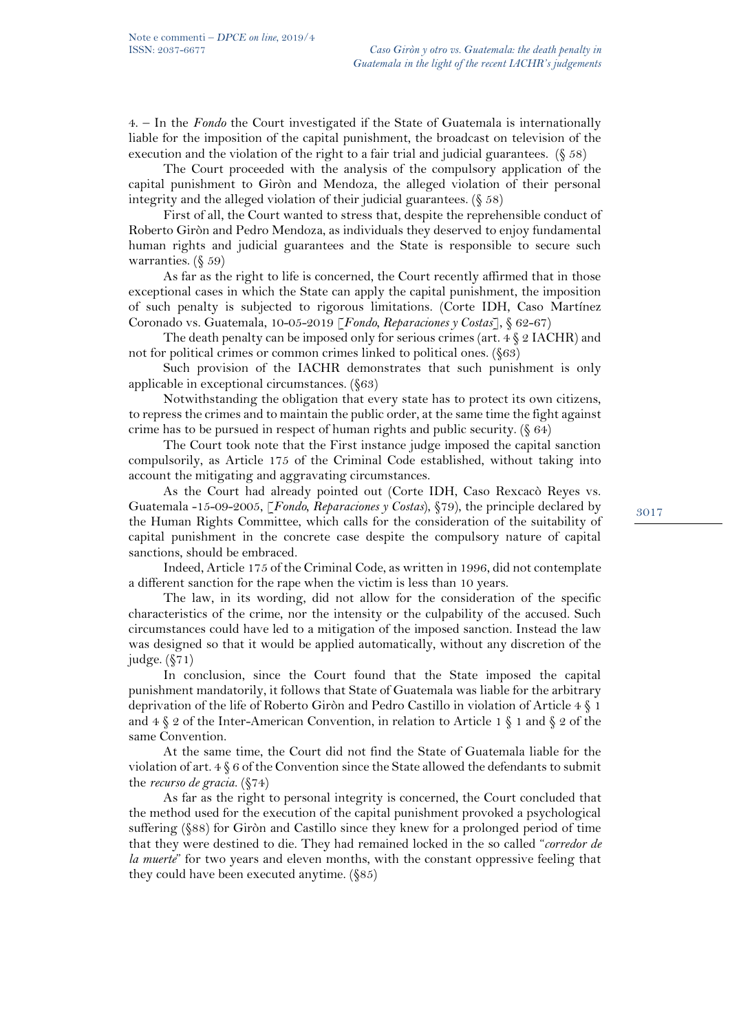4. – In the *Fondo* the Court investigated if the State of Guatemala is internationally liable for the imposition of the capital punishment, the broadcast on television of the execution and the violation of the right to a fair trial and judicial guarantees. (§ 58)

The Court proceeded with the analysis of the compulsory application of the capital punishment to Giròn and Mendoza, the alleged violation of their personal integrity and the alleged violation of their judicial guarantees. (§ 58)

First of all, the Court wanted to stress that, despite the reprehensible conduct of Roberto Giròn and Pedro Mendoza, as individuals they deserved to enjoy fundamental human rights and judicial guarantees and the State is responsible to secure such warranties. (§ 59)

As far as the right to life is concerned, the Court recently affirmed that in those exceptional cases in which the State can apply the capital punishment, the imposition of such penalty is subjected to rigorous limitations. (Corte IDH, Caso Martínez Coronado vs. Guatemala, 10-05-2019 [*Fondo, Reparaciones y Costas*], § 62-67)

The death penalty can be imposed only for serious crimes (art. 4 § 2 IACHR) and not for political crimes or common crimes linked to political ones. (§63)

Such provision of the IACHR demonstrates that such punishment is only applicable in exceptional circumstances. (§63)

Notwithstanding the obligation that every state has to protect its own citizens, to repress the crimes and to maintain the public order, at the same time the fight against crime has to be pursued in respect of human rights and public security. (§ 64)

The Court took note that the First instance judge imposed the capital sanction compulsorily, as Article 175 of the Criminal Code established, without taking into account the mitigating and aggravating circumstances.

As the Court had already pointed out (Corte IDH, Caso Rexcacò Reyes vs. Guatemala -15-09-2005, [*Fondo, Reparaciones y Costas*), §79), the principle declared by the Human Rights Committee, which calls for the consideration of the suitability of capital punishment in the concrete case despite the compulsory nature of capital sanctions, should be embraced.

Indeed, Article 175 of the Criminal Code, as written in 1996, did not contemplate a different sanction for the rape when the victim is less than 10 years.

The law, in its wording, did not allow for the consideration of the specific characteristics of the crime, nor the intensity or the culpability of the accused. Such circumstances could have led to a mitigation of the imposed sanction. Instead the law was designed so that it would be applied automatically, without any discretion of the judge. (§71)

In conclusion, since the Court found that the State imposed the capital punishment mandatorily, it follows that State of Guatemala was liable for the arbitrary deprivation of the life of Roberto Giròn and Pedro Castillo in violation of Article 4 § 1 and 4 § 2 of the Inter-American Convention, in relation to Article 1 § 1 and § 2 of the same Convention.

At the same time, the Court did not find the State of Guatemala liable for the violation of art. 4 § 6 of the Convention since the State allowed the defendants to submit the *recurso de gracia*. (§74)

As far as the right to personal integrity is concerned, the Court concluded that the method used for the execution of the capital punishment provoked a psychological suffering (§88) for Giròn and Castillo since they knew for a prolonged period of time that they were destined to die. They had remained locked in the so called "*corredor de la muerte*" for two years and eleven months, with the constant oppressive feeling that they could have been executed anytime. (§85)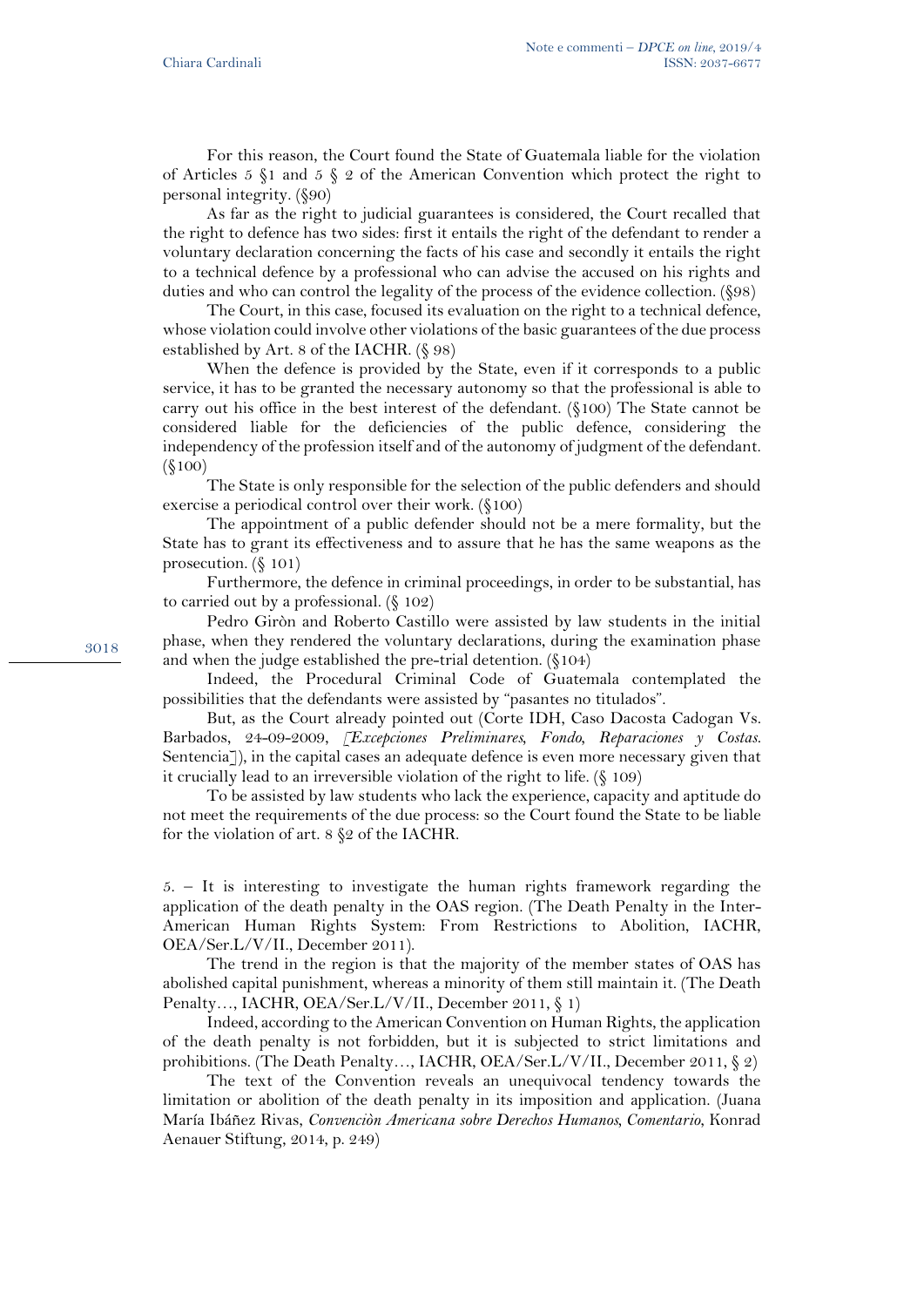For this reason, the Court found the State of Guatemala liable for the violation of Articles 5 §1 and 5 § 2 of the American Convention which protect the right to personal integrity. (§90)

As far as the right to judicial guarantees is considered, the Court recalled that the right to defence has two sides: first it entails the right of the defendant to render a voluntary declaration concerning the facts of his case and secondly it entails the right to a technical defence by a professional who can advise the accused on his rights and duties and who can control the legality of the process of the evidence collection. (§98)

The Court, in this case, focused its evaluation on the right to a technical defence, whose violation could involve other violations of the basic guarantees of the due process established by Art. 8 of the IACHR. (§ 98)

When the defence is provided by the State, even if it corresponds to a public service, it has to be granted the necessary autonomy so that the professional is able to carry out his office in the best interest of the defendant. (§100) The State cannot be considered liable for the deficiencies of the public defence, considering the independency of the profession itself and of the autonomy of judgment of the defendant. (§100)

The State is only responsible for the selection of the public defenders and should exercise a periodical control over their work. (§100)

The appointment of a public defender should not be a mere formality, but the State has to grant its effectiveness and to assure that he has the same weapons as the prosecution. (§ 101)

Furthermore, the defence in criminal proceedings, in order to be substantial, has to carried out by a professional. (§ 102)

Pedro Giròn and Roberto Castillo were assisted by law students in the initial phase, when they rendered the voluntary declarations, during the examination phase and when the judge established the pre-trial detention. (§104)

Indeed, the Procedural Criminal Code of Guatemala contemplated the possibilities that the defendants were assisted by "pasantes no titulados".

But, as the Court already pointed out (Corte IDH, Caso Dacosta Cadogan Vs. Barbados, 24-09-2009, [*Excepciones Preliminares, Fondo, Reparaciones y Costas*. Sentencia]), in the capital cases an adequate defence is even more necessary given that it crucially lead to an irreversible violation of the right to life. (§ 109)

To be assisted by law students who lack the experience, capacity and aptitude do not meet the requirements of the due process: so the Court found the State to be liable for the violation of art. 8 §2 of the IACHR.

5. – It is interesting to investigate the human rights framework regarding the application of the death penalty in the OAS region. (The Death Penalty in the Inter-American Human Rights System: From Restrictions to Abolition, IACHR, OEA/Ser.L/V/II., December 2011).

The trend in the region is that the majority of the member states of OAS has abolished capital punishment, whereas a minority of them still maintain it. (The Death Penalty…, IACHR, OEA/Ser.L/V/II., December 2011, § 1)

Indeed, according to the American Convention on Human Rights, the application of the death penalty is not forbidden, but it is subjected to strict limitations and prohibitions. (The Death Penalty…, IACHR, OEA/Ser.L/V/II., December 2011, § 2)

The text of the Convention reveals an unequivocal tendency towards the limitation or abolition of the death penalty in its imposition and application. (Juana María Ibáñez Rivas, *Convenciòn Americana sobre Derechos Humanos, Comentario*, Konrad Aenauer Stiftung, 2014, p. 249)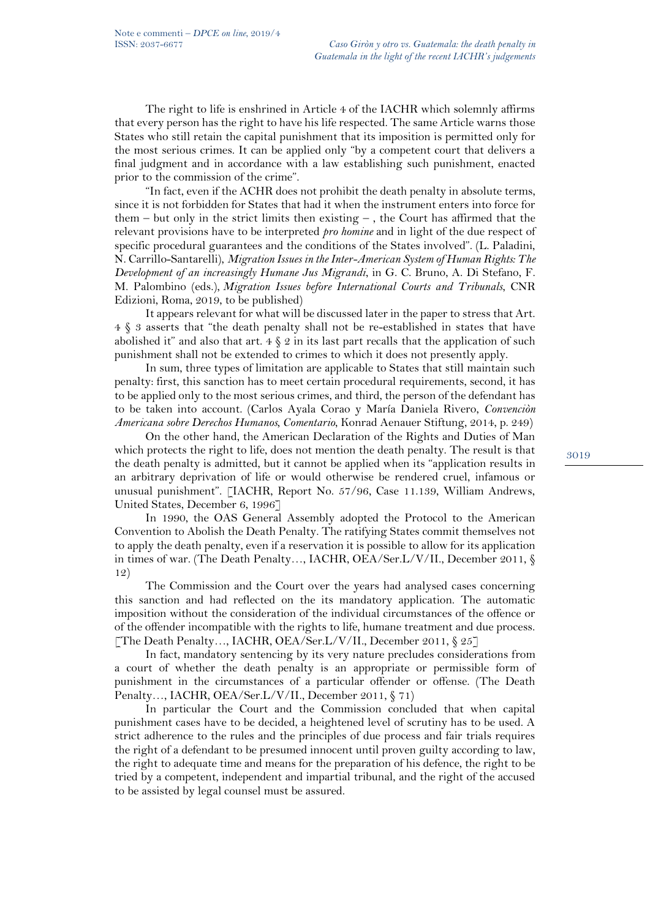The right to life is enshrined in Article 4 of the IACHR which solemnly affirms that every person has the right to have his life respected. The same Article warns those States who still retain the capital punishment that its imposition is permitted only for the most serious crimes. It can be applied only "by a competent court that delivers a final judgment and in accordance with a law establishing such punishment, enacted prior to the commission of the crime".

"In fact, even if the ACHR does not prohibit the death penalty in absolute terms, since it is not forbidden for States that had it when the instrument enters into force for them – but only in the strict limits then existing – , the Court has affirmed that the relevant provisions have to be interpreted *pro homine* and in light of the due respect of specific procedural guarantees and the conditions of the States involved". (L. Paladini, N. Carrillo-Santarelli), *Migration Issues in the Inter-American System of Human Rights: The Development of an increasingly Humane Jus Migrandi*, in G. C. Bruno, A. Di Stefano, F. M. Palombino (eds.), *Migration Issues before International Courts and Tribunals*, CNR Edizioni, Roma, 2019, to be published)

It appears relevant for what will be discussed later in the paper to stress that Art. 4 § 3 asserts that "the death penalty shall not be re-established in states that have abolished it" and also that art. 4 § 2 in its last part recalls that the application of such punishment shall not be extended to crimes to which it does not presently apply.

In sum, three types of limitation are applicable to States that still maintain such penalty: first, this sanction has to meet certain procedural requirements, second, it has to be applied only to the most serious crimes, and third, the person of the defendant has to be taken into account. (Carlos Ayala Corao y María Daniela Rivero, *Convenciòn Americana sobre Derechos Humanos, Comentario*, Konrad Aenauer Stiftung, 2014, p. 249)

On the other hand, the American Declaration of the Rights and Duties of Man which protects the right to life, does not mention the death penalty. The result is that the death penalty is admitted, but it cannot be applied when its "application results in an arbitrary deprivation of life or would otherwise be rendered cruel, infamous or unusual punishment". [IACHR, Report No. 57/96, Case 11.139, William Andrews, United States, December 6, 1996]

In 1990, the OAS General Assembly adopted the Protocol to the American Convention to Abolish the Death Penalty. The ratifying States commit themselves not to apply the death penalty, even if a reservation it is possible to allow for its application in times of war. (The Death Penalty…, IACHR, OEA/Ser.L/V/II., December 2011, § 12)

The Commission and the Court over the years had analysed cases concerning this sanction and had reflected on the its mandatory application. The automatic imposition without the consideration of the individual circumstances of the offence or of the offender incompatible with the rights to life, humane treatment and due process. [The Death Penalty…, IACHR, OEA/Ser.L/V/II., December 2011, § 25]

In fact, mandatory sentencing by its very nature precludes considerations from a court of whether the death penalty is an appropriate or permissible form of punishment in the circumstances of a particular offender or offense. (The Death Penalty…, IACHR, OEA/Ser.L/V/II., December 2011, § 71)

In particular the Court and the Commission concluded that when capital punishment cases have to be decided, a heightened level of scrutiny has to be used. A strict adherence to the rules and the principles of due process and fair trials requires the right of a defendant to be presumed innocent until proven guilty according to law, the right to adequate time and means for the preparation of his defence, the right to be tried by a competent, independent and impartial tribunal, and the right of the accused to be assisted by legal counsel must be assured.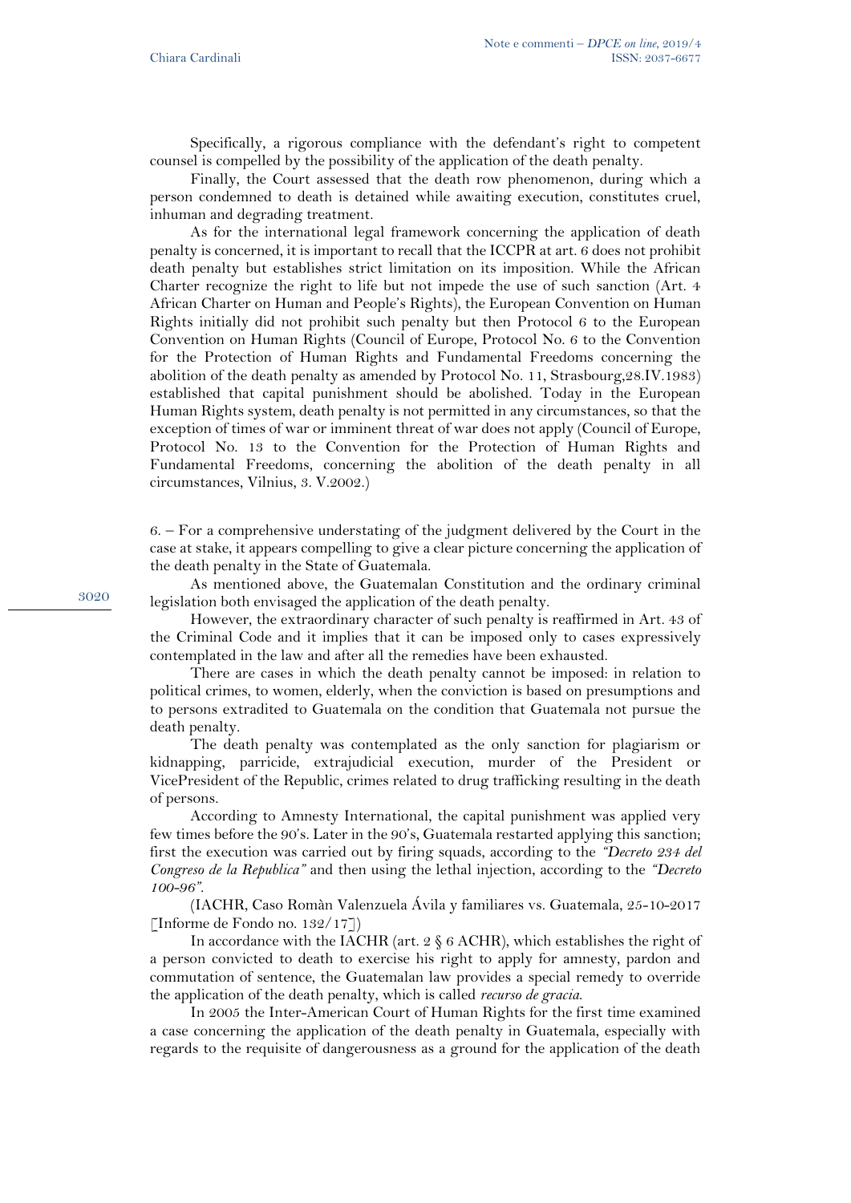Specifically, a rigorous compliance with the defendant's right to competent counsel is compelled by the possibility of the application of the death penalty.

Finally, the Court assessed that the death row phenomenon, during which a person condemned to death is detained while awaiting execution, constitutes cruel, inhuman and degrading treatment.

As for the international legal framework concerning the application of death penalty is concerned, it is important to recall that the ICCPR at art. 6 does not prohibit death penalty but establishes strict limitation on its imposition. While the African Charter recognize the right to life but not impede the use of such sanction (Art. 4 African Charter on Human and People's Rights), the European Convention on Human Rights initially did not prohibit such penalty but then Protocol 6 to the European Convention on Human Rights (Council of Europe, Protocol No. 6 to the Convention for the Protection of Human Rights and Fundamental Freedoms concerning the abolition of the death penalty as amended by Protocol No. 11, Strasbourg,28.IV.1983) established that capital punishment should be abolished. Today in the European Human Rights system, death penalty is not permitted in any circumstances, so that the exception of times of war or imminent threat of war does not apply (Council of Europe, Protocol No. 13 to the Convention for the Protection of Human Rights and Fundamental Freedoms, concerning the abolition of the death penalty in all circumstances, Vilnius, 3. V.2002.)

6. – For a comprehensive understating of the judgment delivered by the Court in the case at stake, it appears compelling to give a clear picture concerning the application of the death penalty in the State of Guatemala.

As mentioned above, the Guatemalan Constitution and the ordinary criminal legislation both envisaged the application of the death penalty.

However, the extraordinary character of such penalty is reaffirmed in Art. 43 of the Criminal Code and it implies that it can be imposed only to cases expressively contemplated in the law and after all the remedies have been exhausted.

There are cases in which the death penalty cannot be imposed: in relation to political crimes, to women, elderly, when the conviction is based on presumptions and to persons extradited to Guatemala on the condition that Guatemala not pursue the death penalty.

The death penalty was contemplated as the only sanction for plagiarism or kidnapping, parricide, extrajudicial execution, murder of the President or VicePresident of the Republic, crimes related to drug trafficking resulting in the death of persons.

According to Amnesty International, the capital punishment was applied very few times before the 90's. Later in the 90's, Guatemala restarted applying this sanction; first the execution was carried out by firing squads, according to the *"Decreto 234 del Congreso de la Republica"* and then using the lethal injection, according to the *"Decreto 100-96"*.

(IACHR, Caso Romàn Valenzuela Ávila y familiares vs. Guatemala, 25-10-2017 [Informe de Fondo no. 132/17])

In accordance with the IACHR (art. 2 § 6 ACHR), which establishes the right of a person convicted to death to exercise his right to apply for amnesty, pardon and commutation of sentence, the Guatemalan law provides a special remedy to override the application of the death penalty, which is called *recurso de gracia*.

In 2005 the Inter-American Court of Human Rights for the first time examined a case concerning the application of the death penalty in Guatemala, especially with regards to the requisite of dangerousness as a ground for the application of the death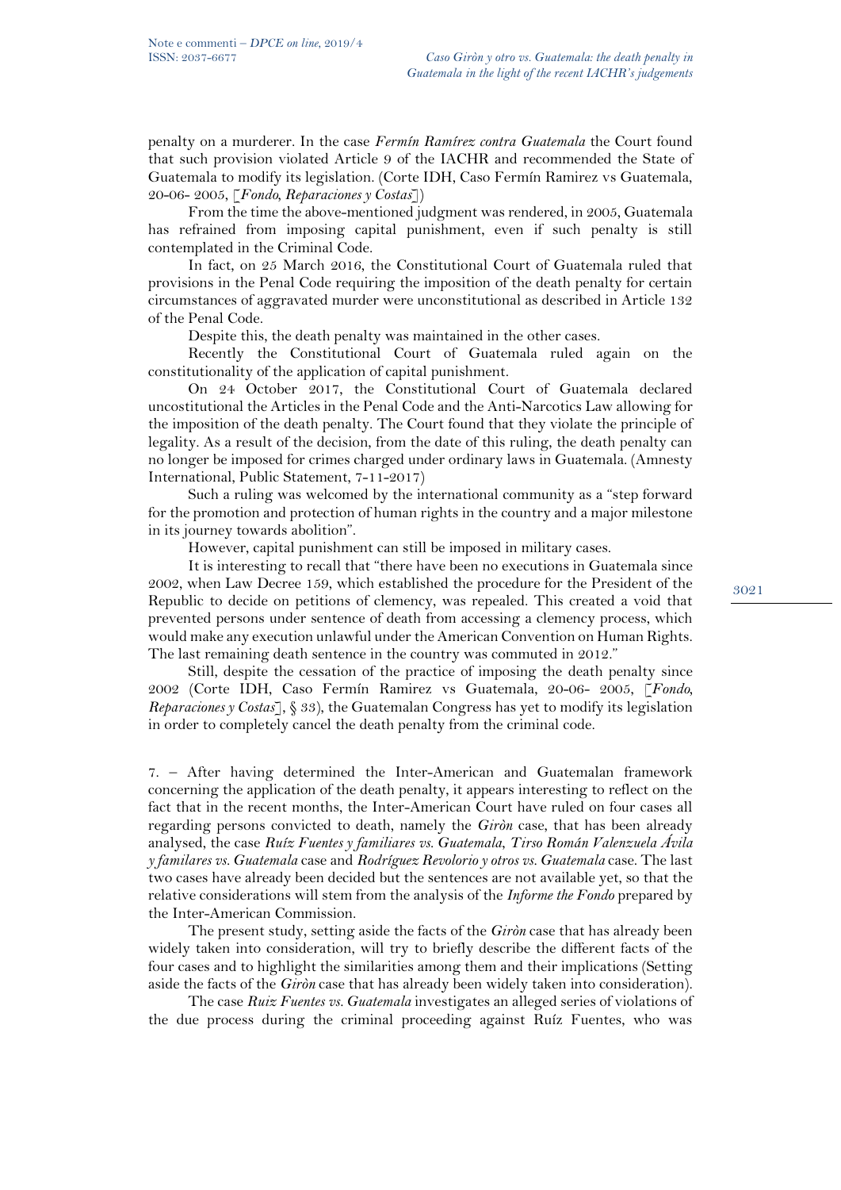penalty on a murderer. In the case *Fermín Ramírez contra Guatemala* the Court found that such provision violated Article 9 of the IACHR and recommended the State of Guatemala to modify its legislation. (Corte IDH, Caso Fermín Ramirez vs Guatemala, 20-06- 2005, [*Fondo, Reparaciones y Costas*])

From the time the above-mentioned judgment was rendered, in 2005, Guatemala has refrained from imposing capital punishment, even if such penalty is still contemplated in the Criminal Code.

In fact, on 25 March 2016, the Constitutional Court of Guatemala ruled that provisions in the Penal Code requiring the imposition of the death penalty for certain circumstances of aggravated murder were unconstitutional as described in Article 132 of the Penal Code.

Despite this, the death penalty was maintained in the other cases.

Recently the Constitutional Court of Guatemala ruled again on the constitutionality of the application of capital punishment.

On 24 October 2017, the Constitutional Court of Guatemala declared uncostitutional the Articles in the Penal Code and the Anti-Narcotics Law allowing for the imposition of the death penalty. The Court found that they violate the principle of legality. As a result of the decision, from the date of this ruling, the death penalty can no longer be imposed for crimes charged under ordinary laws in Guatemala. (Amnesty International, Public Statement, 7-11-2017)

Such a ruling was welcomed by the international community as a "step forward for the promotion and protection of human rights in the country and a major milestone in its journey towards abolition".

However, capital punishment can still be imposed in military cases.

It is interesting to recall that "there have been no executions in Guatemala since 2002, when Law Decree 159, which established the procedure for the President of the Republic to decide on petitions of clemency, was repealed. This created a void that prevented persons under sentence of death from accessing a clemency process, which would make any execution unlawful under the American Convention on Human Rights. The last remaining death sentence in the country was commuted in 2012."

Still, despite the cessation of the practice of imposing the death penalty since 2002 (Corte IDH, Caso Fermín Ramirez vs Guatemala, 20-06- 2005, [*Fondo, Reparaciones y Costas*], § 33), the Guatemalan Congress has yet to modify its legislation in order to completely cancel the death penalty from the criminal code.

7. – After having determined the Inter-American and Guatemalan framework concerning the application of the death penalty, it appears interesting to reflect on the fact that in the recent months, the Inter-American Court have ruled on four cases all regarding persons convicted to death, namely the *Giròn* case, that has been already analysed, the case *Ruíz Fuentes y familiares vs. Guatemala*, *Tirso Román Valenzuela Ávila y familares vs. Guatemala* case and *Rodríguez Revolorio y otros vs. Guatemala* case. The last two cases have already been decided but the sentences are not available yet, so that the relative considerations will stem from the analysis of the *Informe the Fondo* prepared by the Inter-American Commission.

The present study, setting aside the facts of the *Giròn* case that has already been widely taken into consideration, will try to briefly describe the different facts of the four cases and to highlight the similarities among them and their implications (Setting aside the facts of the *Giròn* case that has already been widely taken into consideration).

The case *Ruiz Fuentes vs. Guatemala* investigates an alleged series of violations of the due process during the criminal proceeding against Ruíz Fuentes, who was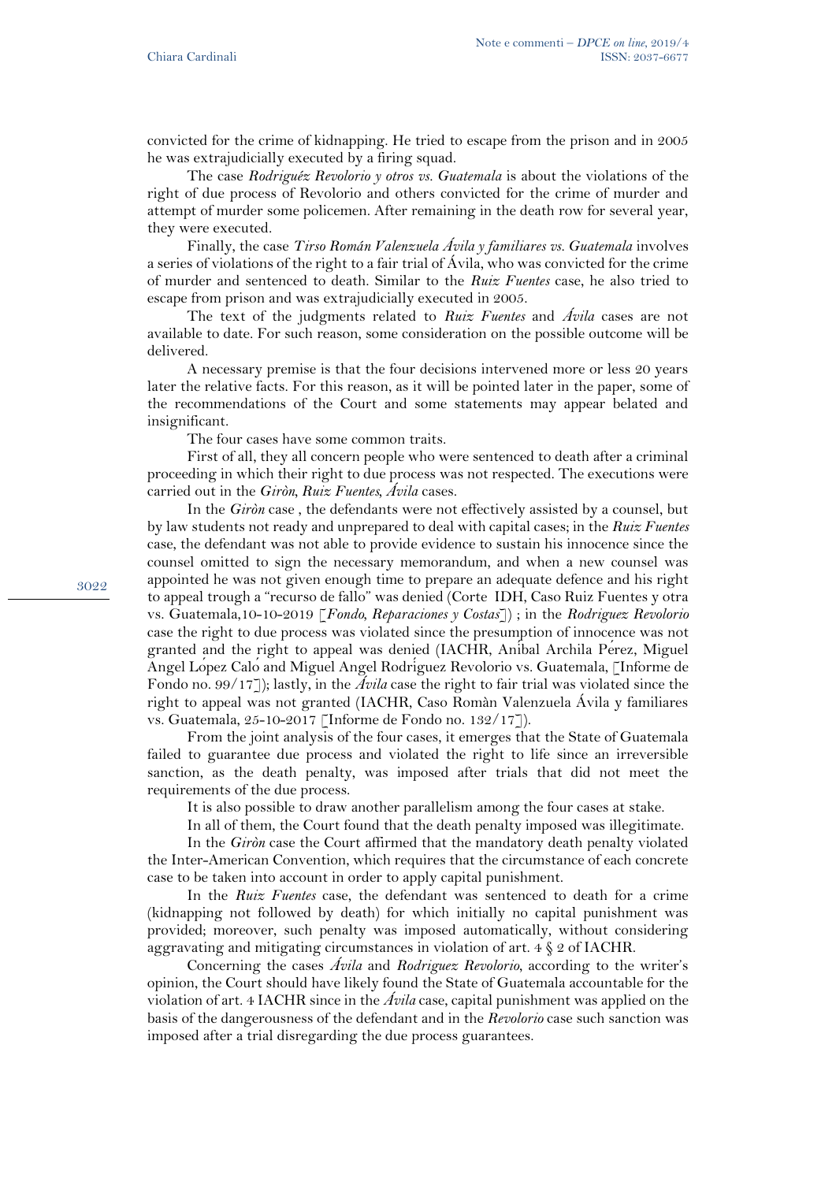convicted for the crime of kidnapping. He tried to escape from the prison and in 2005 he was extrajudicially executed by a firing squad.

The case *Rodriguéz Revolorio y otros vs. Guatemala* is about the violations of the right of due process of Revolorio and others convicted for the crime of murder and attempt of murder some policemen. After remaining in the death row for several year, they were executed.

Finally, the case *Tirso Román Valenzuela Ávila y familiares vs. Guatemala* involves a series of violations of the right to a fair trial of Ávila, who was convicted for the crime of murder and sentenced to death. Similar to the *Ruiz Fuentes* case, he also tried to escape from prison and was extrajudicially executed in 2005.

The text of the judgments related to *Ruiz Fuentes* and *Ávila* cases are not available to date. For such reason, some consideration on the possible outcome will be delivered.

A necessary premise is that the four decisions intervened more or less 20 years later the relative facts. For this reason, as it will be pointed later in the paper, some of the recommendations of the Court and some statements may appear belated and insignificant.

The four cases have some common traits.

First of all, they all concern people who were sentenced to death after a criminal proceeding in which their right to due process was not respected. The executions were carried out in the *Giròn*, *Ruiz Fuentes*, *Ávila* cases.

In the *Giròn* case , the defendants were not effectively assisted by a counsel, but by law students not ready and unprepared to deal with capital cases; in the *Ruiz Fuentes* case, the defendant was not able to provide evidence to sustain his innocence since the counsel omitted to sign the necessary memorandum, and when a new counsel was appointed he was not given enough time to prepare an adequate defence and his right to appeal trough a "recurso de fallo" was denied (Corte IDH, Caso Ruiz Fuentes y otra vs. Guatemala,10-10-2019 [*Fondo, Reparaciones y Costas*]) ; in the *Rodriguez Revolorio* case the right to due process was violated since the presumption of innocence was not granted and the right to appeal was denied (IACHR, Aníbal Archila Pérez, Miguel Ángel López Caló and Miguel Angel Rodríguez Revolorio vs. Guatemala, [Informe de Fondo no. 99/17]); lastly, in the *Ávila* case the right to fair trial was violated since the right to appeal was not granted (IACHR, Caso Romàn Valenzuela Ávila y familiares vs. Guatemala, 25-10-2017 [Informe de Fondo no. 132/17]).

From the joint analysis of the four cases, it emerges that the State of Guatemala failed to guarantee due process and violated the right to life since an irreversible sanction, as the death penalty, was imposed after trials that did not meet the requirements of the due process.

It is also possible to draw another parallelism among the four cases at stake.

In all of them, the Court found that the death penalty imposed was illegitimate.

In the *Giròn* case the Court affirmed that the mandatory death penalty violated the Inter-American Convention, which requires that the circumstance of each concrete case to be taken into account in order to apply capital punishment.

In the *Ruiz Fuentes* case, the defendant was sentenced to death for a crime (kidnapping not followed by death) for which initially no capital punishment was provided; moreover, such penalty was imposed automatically, without considering aggravating and mitigating circumstances in violation of art. 4 § 2 of IACHR.

Concerning the cases *Ávila* and *Rodriguez Revolorio*, according to the writer's opinion, the Court should have likely found the State of Guatemala accountable for the violation of art. 4 IACHR since in the *Ávila* case, capital punishment was applied on the basis of the dangerousness of the defendant and in the *Revolorio* case such sanction was imposed after a trial disregarding the due process guarantees.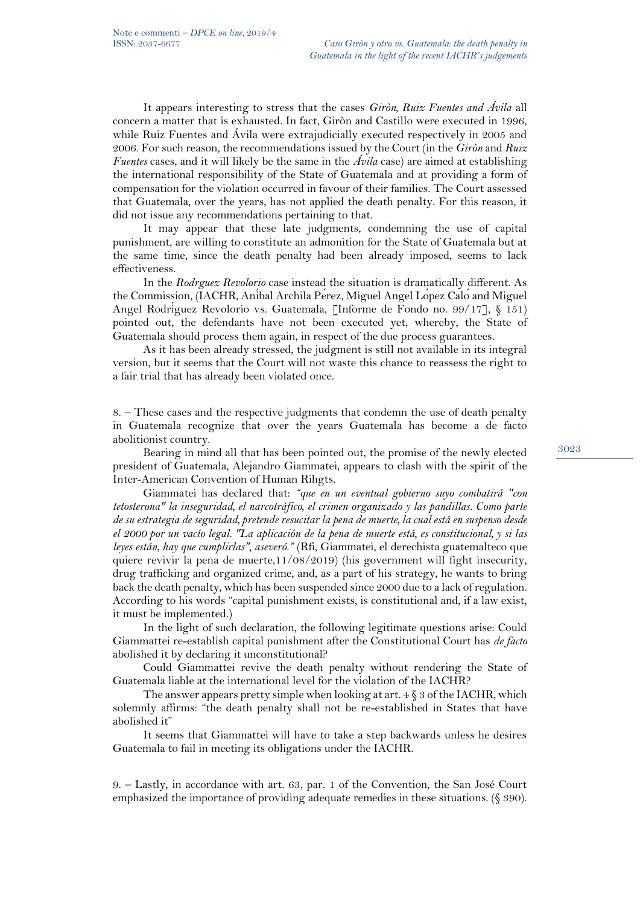It appears interesting to stress that the cases *Giròn*, *Ruiz Fuentes and Ávila* all concern a matter that is exhausted. In fact, Giròn and Castillo were executed in 1996, while Ruiz Fuentes and Ávila were extrajudicially executed respectively in 2005 and 2006. For such reason, the recommendations issued by the Court (in the *Giròn* and *Ruiz Fuentes* cases, and it will likely be the same in the *Ávila* case) are aimed at establishing the international responsibility of the State of Guatemala and at providing a form of compensation for the violation occurred in favour of their families. The Court assessed that Guatemala, over the years, has not applied the death penalty. For this reason, it did not issue any recommendations pertaining to that.

It may appear that these late judgments, condemning the use of capital punishment, are willing to constitute an admonition for the State of Guatemala but at the same time, since the death penalty had been already imposed, seems to lack effectiveness.

In the *Rodrguez Revolorio* case instead the situation is dramatically different. As the Commission, (IACHR, Aníbal Archila Pérez, Miguel Angel López Caló and Miguel Angel Rodríguez Revolorio vs. Guatemala, [Informe de Fondo no. 99/17], § 151) pointed out, the defendants have not been executed yet, whereby, the State of Guatemala should process them again, in respect of the due process guarantees.

As it has been already stressed, the judgment is still not available in its integral version, but it seems that the Court will not waste this chance to reassess the right to a fair trial that has already been violated once.

8. – These cases and the respective judgments that condemn the use of death penalty in Guatemala recognize that over the years Guatemala has become a de facto abolitionist country.

Bearing in mind all that has been pointed out, the promise of the newly elected president of Guatemala, Alejandro Giammatei, appears to clash with the spirit of the Inter-American Convention of Human Rihgts.

Giammatei has declared that: *"que en un eventual gobierno suyo combatirá "con tetosterona" la inseguridad, el narcotráfico, el crimen organizado y las pandillas. Como parte de su estrategia de seguridad, pretende resucitar la pena de muerte, la cual está en suspenso desde el 2000 por un vacío legal. "La aplicación de la pena de muerte está, es constitucional, y si las leyes están, hay que cumplirlas", aseveró."* (Rfi, Giammatei, el derechista guatemalteco que quiere revivir la pena de muerte,11/08/2019) (his government will fight insecurity, drug trafficking and organized crime, and, as a part of his strategy, he wants to bring back the death penalty, which has been suspended since 2000 due to a lack of regulation. According to his words "capital punishment exists, is constitutional and, if a law exist, it must be implemented.)

In the light of such declaration, the following legitimate questions arise: Could Giammattei re-establish capital punishment after the Constitutional Court has *de facto* abolished it by declaring it unconstitutional?

Could Giammattei revive the death penalty without rendering the State of Guatemala liable at the international level for the violation of the IACHR?

The answer appears pretty simple when looking at art. 4 § 3 of the IACHR, which solemnly affirms: "the death penalty shall not be re-established in States that have abolished it"

It seems that Giammattei will have to take a step backwards unless he desires Guatemala to fail in meeting its obligations under the IACHR.

9. – Lastly, in accordance with art. 63, par. 1 of the Convention, the San José Court emphasized the importance of providing adequate remedies in these situations. (§ 390).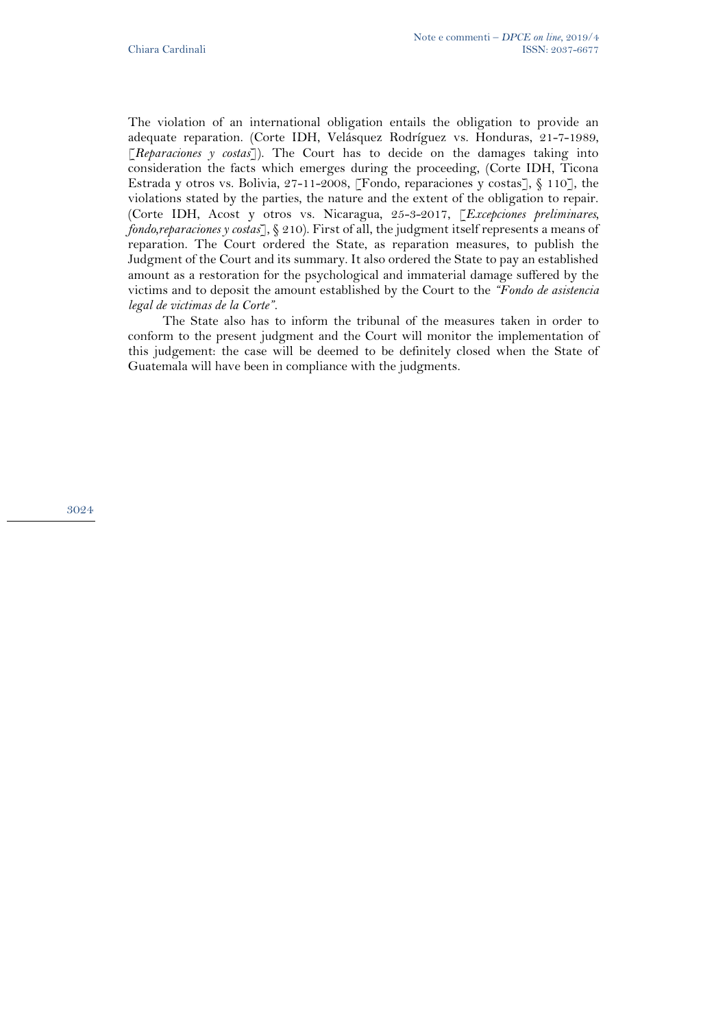The violation of an international obligation entails the obligation to provide an adequate reparation. (Corte IDH, Velásquez Rodríguez vs. Honduras, 21-7-1989, [*Reparaciones y costas*]). The Court has to decide on the damages taking into consideration the facts which emerges during the proceeding, (Corte IDH, Ticona Estrada y otros vs. Bolivia, 27-11-2008, [Fondo, reparaciones y costas], § 110], the violations stated by the parties, the nature and the extent of the obligation to repair. (Corte IDH, Acost y otros vs. Nicaragua, 25-3-2017, [*Excepciones preliminares, fondo,reparaciones y costas*], § 210). First of all, the judgment itself represents a means of reparation. The Court ordered the State, as reparation measures, to publish the Judgment of the Court and its summary. It also ordered the State to pay an established amount as a restoration for the psychological and immaterial damage suffered by the victims and to deposit the amount established by the Court to the *"Fondo de asistencia legal de victimas de la Corte"*.

The State also has to inform the tribunal of the measures taken in order to conform to the present judgment and the Court will monitor the implementation of this judgement: the case will be deemed to be definitely closed when the State of Guatemala will have been in compliance with the judgments.